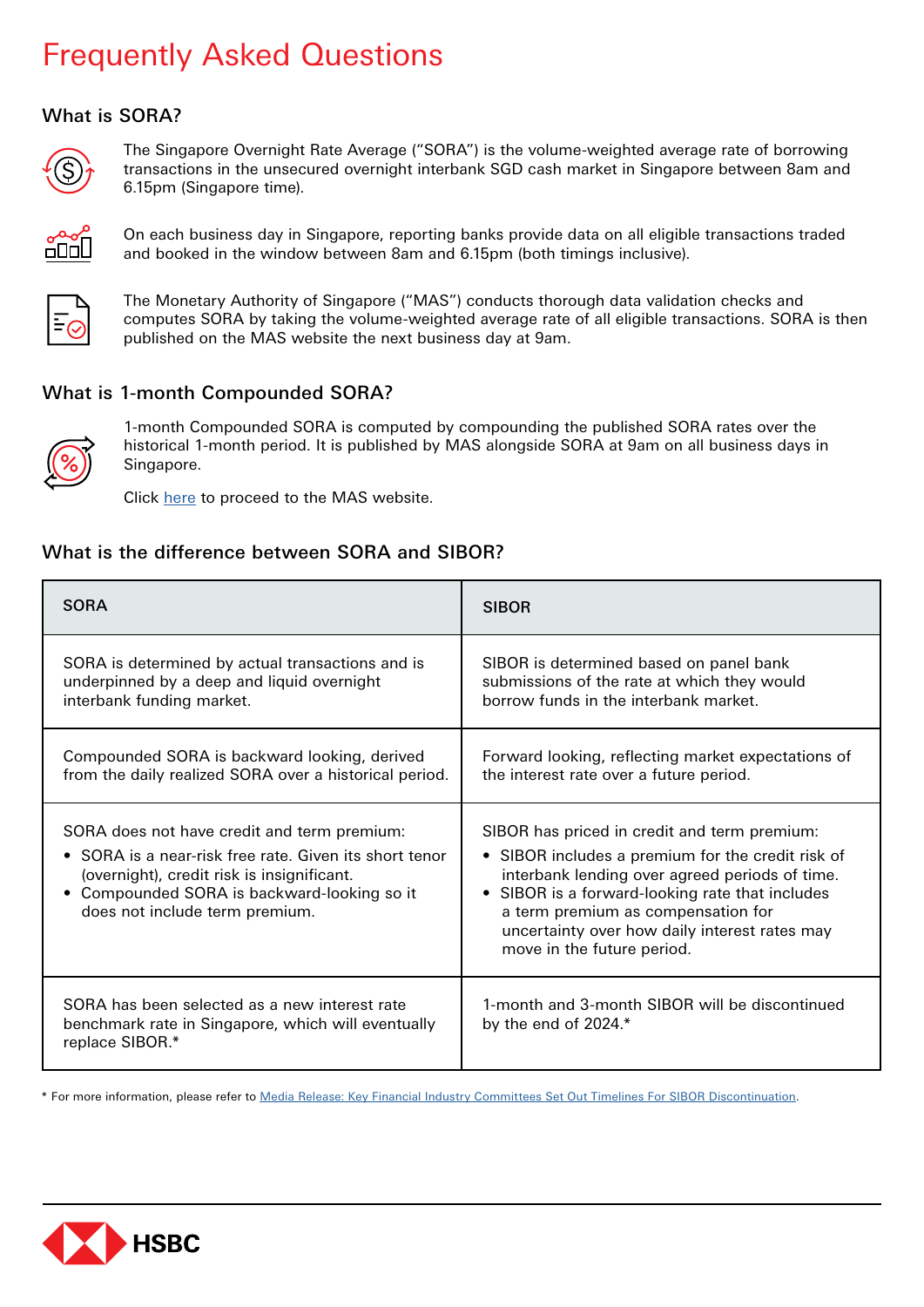# Frequently Asked Questions

## What is SORA?

The Singapore Overnight Rate Average ("SORA") is the volume-weighted average rate of borrowing transactions in the unsecured overnight interbank SGD cash market in Singapore between 8am and 6.15pm (Singapore time).

On each business day in Singapore, reporting banks provide data on all eligible transactions traded and booked in the window between 8am and 6.15pm (both timings inclusive).

The Monetary Authority of Singapore ("MAS") conducts thorough data validation checks and computes SORA by taking the volume-weighted average rate of all eligible transactions. SORA is then published on the MAS website the next business day at 9am.

## What is 1-month Compounded SORA?

1-month Compounded SORA is computed by compounding the published SORA rates over the historical 1-month period. It is published by MAS alongside SORA at 9am on all business days in Singapore.

Click here to proceed to the MAS website.

## What is the difference between SORA and SIBOR?

| SORA | SIBOR |
|---|---|
| SORA is determined by actual transactions and is underpinned by a deep and liquid overnight interbank funding market. | SIBOR is determined based on panel bank submissions of the rate at which they would borrow funds in the interbank market. |
| Compounded SORA is backward looking, derived from the daily realized SORA over a historical period. | Forward looking, reflecting market expectations of the interest rate over a future period. |
| SORA does not have credit and term premium:<br>• SORA is a near-risk free rate. Given its short tenor (overnight), credit risk is insignificant.<br>• Compounded SORA is backward-looking so it does not include term premium. | SIBOR has priced in credit and term premium:<br>• SIBOR includes a premium for the credit risk of interbank lending over agreed periods of time.<br>• SIBOR is a forward-looking rate that includes a term premium as compensation for uncertainty over how daily interest rates may move in the future period. |
| SORA has been selected as a new interest rate benchmark rate in Singapore, which will eventually replace SIBOR.* | 1-month and 3-month SIBOR will be discontinued by the end of 2024.* |

* For more information, please refer to Media Release: Key Financial Industry Committees Set Out Timelines For SIBOR Discontinuation.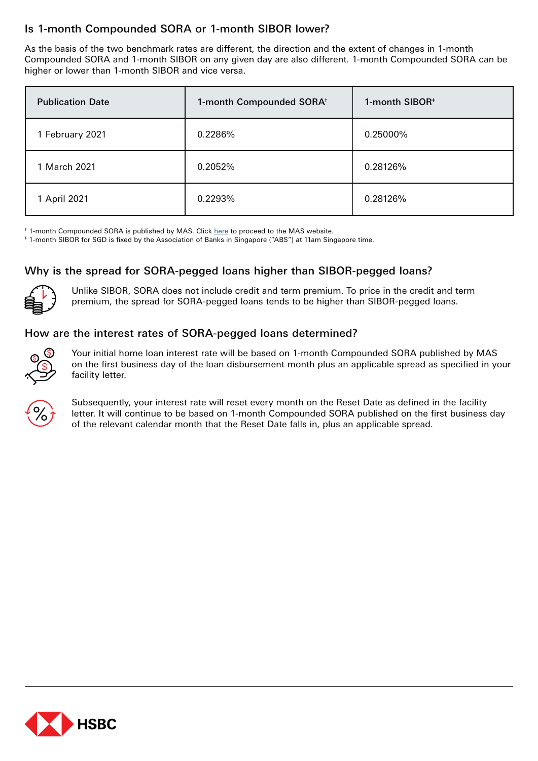## Is 1-month Compounded SORA or 1-month SIBOR lower?

As the basis of the two benchmark rates are different, the direction and the extent of changes in 1-month Compounded SORA and 1-month SIBOR on any given day are also different. 1-month Compounded SORA can be higher or lower than 1-month SIBOR and vice versa.

| Publication Date | 1-month Compounded SORA† | 1-month SIBOR‡ |
|---|---|---|
| 1 February 2021 | 0.2286% | 0.25000% |
| 1 March 2021 | 0.2052% | 0.28126% |
| 1 April 2021 | 0.2293% | 0.28126% |

† 1-month Compounded SORA is published by MAS. Click here to proceed to the MAS website.
‡ 1-month SIBOR for SGD is fixed by the Association of Banks in Singapore ("ABS") at 11am Singapore time.

## Why is the spread for SORA-pegged loans higher than SIBOR-pegged loans?

Unlike SIBOR, SORA does not include credit and term premium. To price in the credit and term premium, the spread for SORA-pegged loans tends to be higher than SIBOR-pegged loans.

## How are the interest rates of SORA-pegged loans determined?

Your initial home loan interest rate will be based on 1-month Compounded SORA published by MAS on the first business day of the loan disbursement month plus an applicable spread as specified in your facility letter.

Subsequently, your interest rate will reset every month on the Reset Date as defined in the facility letter. It will continue to be based on 1-month Compounded SORA published on the first business day of the relevant calendar month that the Reset Date falls in, plus an applicable spread.

HSBC